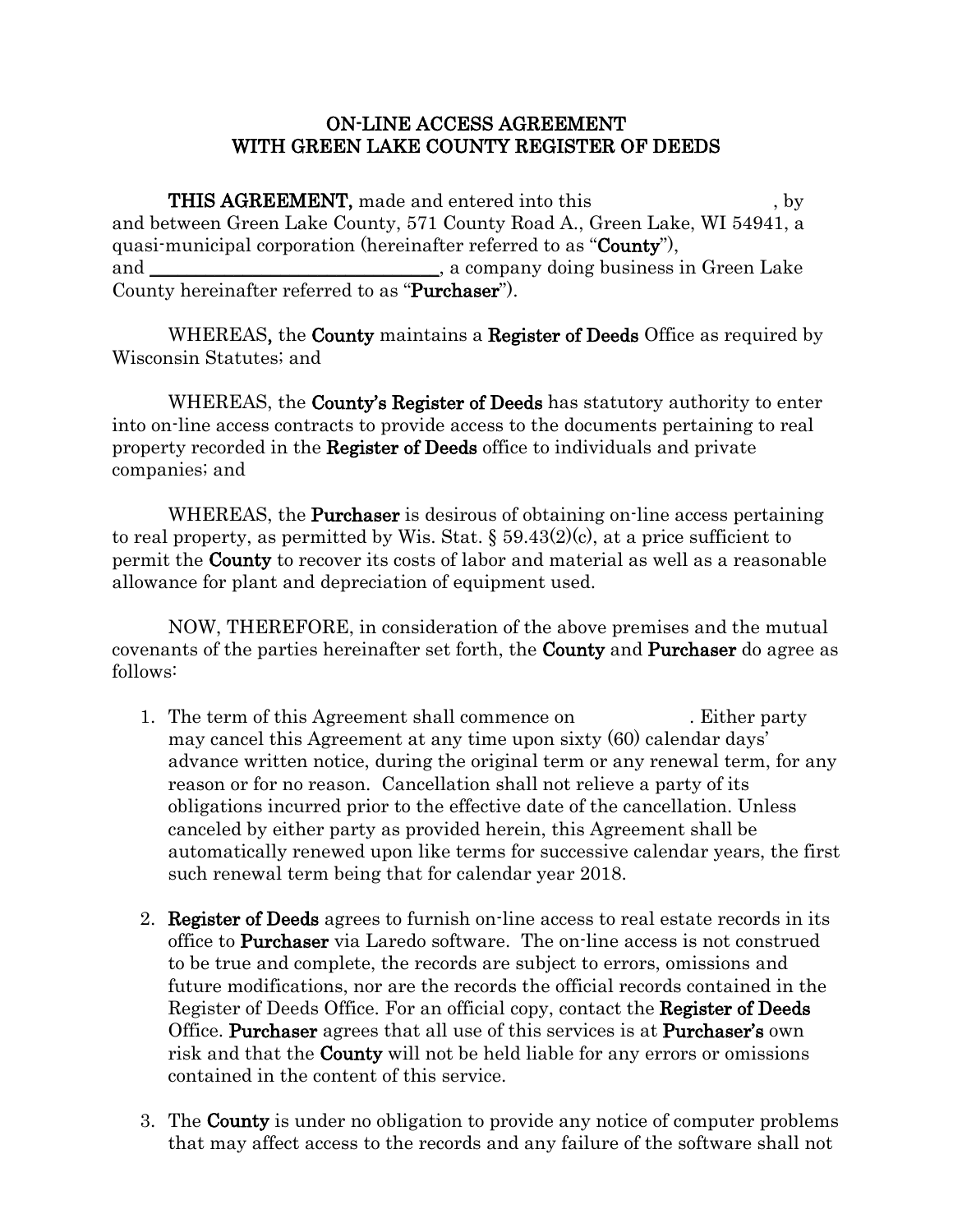# ON-LINE ACCESS AGREEMENT
# WITH GREEN LAKE COUNTY REGISTER OF DEEDS

**THIS AGREEMENT,** made and entered into this , by and between Green Lake County, 571 County Road A., Green Lake, WI 54941, a quasi-municipal corporation (hereinafter referred to as "**County**"), and \_\_\_\_\_\_\_\_\_\_\_\_\_\_\_\_\_\_\_\_\_\_\_\_\_\_\_\_\_\_\_\_, a company doing business in Green Lake County hereinafter referred to as "**Purchaser**").

WHEREAS, the **County** maintains a **Register of Deeds** Office as required by Wisconsin Statutes; and

WHEREAS, the **County's Register of Deeds** has statutory authority to enter into on-line access contracts to provide access to the documents pertaining to real property recorded in the **Register of Deeds** office to individuals and private companies; and

WHEREAS, the **Purchaser** is desirous of obtaining on-line access pertaining to real property, as permitted by Wis. Stat. § 59.43(2)(c), at a price sufficient to permit the **County** to recover its costs of labor and material as well as a reasonable allowance for plant and depreciation of equipment used.

NOW, THEREFORE, in consideration of the above premises and the mutual covenants of the parties hereinafter set forth, the **County** and **Purchaser** do agree as follows:

1. The term of this Agreement shall commence on . Either party may cancel this Agreement at any time upon sixty (60) calendar days' advance written notice, during the original term or any renewal term, for any reason or for no reason. Cancellation shall not relieve a party of its obligations incurred prior to the effective date of the cancellation. Unless canceled by either party as provided herein, this Agreement shall be automatically renewed upon like terms for successive calendar years, the first such renewal term being that for calendar year 2018.

2. **Register of Deeds** agrees to furnish on-line access to real estate records in its office to **Purchaser** via Laredo software. The on-line access is not construed to be true and complete, the records are subject to errors, omissions and future modifications, nor are the records the official records contained in the Register of Deeds Office. For an official copy, contact the **Register of Deeds** Office. **Purchaser** agrees that all use of this services is at **Purchaser's** own risk and that the **County** will not be held liable for any errors or omissions contained in the content of this service.

3. The **County** is under no obligation to provide any notice of computer problems that may affect access to the records and any failure of the software shall not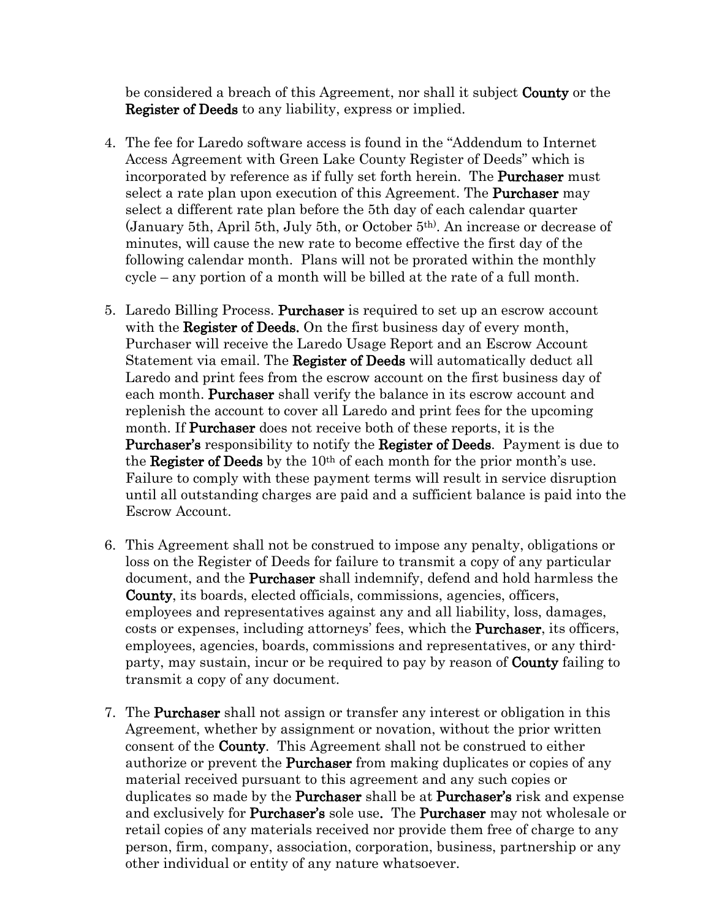be considered a breach of this Agreement, nor shall it subject **County** or the **Register of Deeds** to any liability, express or implied.

4. The fee for Laredo software access is found in the "Addendum to Internet Access Agreement with Green Lake County Register of Deeds" which is incorporated by reference as if fully set forth herein. The **Purchaser** must select a rate plan upon execution of this Agreement. The **Purchaser** may select a different rate plan before the 5th day of each calendar quarter (January 5th, April 5th, July 5th, or October 5th). An increase or decrease of minutes, will cause the new rate to become effective the first day of the following calendar month. Plans will not be prorated within the monthly cycle – any portion of a month will be billed at the rate of a full month.

5. Laredo Billing Process. **Purchaser** is required to set up an escrow account with the **Register of Deeds.** On the first business day of every month, Purchaser will receive the Laredo Usage Report and an Escrow Account Statement via email. The **Register of Deeds** will automatically deduct all Laredo and print fees from the escrow account on the first business day of each month. **Purchaser** shall verify the balance in its escrow account and replenish the account to cover all Laredo and print fees for the upcoming month. If **Purchaser** does not receive both of these reports, it is the **Purchaser's** responsibility to notify the **Register of Deeds**. Payment is due to the **Register of Deeds** by the 10th of each month for the prior month's use. Failure to comply with these payment terms will result in service disruption until all outstanding charges are paid and a sufficient balance is paid into the Escrow Account.

6. This Agreement shall not be construed to impose any penalty, obligations or loss on the Register of Deeds for failure to transmit a copy of any particular document, and the **Purchaser** shall indemnify, defend and hold harmless the **County**, its boards, elected officials, commissions, agencies, officers, employees and representatives against any and all liability, loss, damages, costs or expenses, including attorneys' fees, which the **Purchaser**, its officers, employees, agencies, boards, commissions and representatives, or any third-party, may sustain, incur or be required to pay by reason of **County** failing to transmit a copy of any document.

7. The **Purchaser** shall not assign or transfer any interest or obligation in this Agreement, whether by assignment or novation, without the prior written consent of the **County**. This Agreement shall not be construed to either authorize or prevent the **Purchaser** from making duplicates or copies of any material received pursuant to this agreement and any such copies or duplicates so made by the **Purchaser** shall be at **Purchaser's** risk and expense and exclusively for **Purchaser's** sole use**.** The **Purchaser** may not wholesale or retail copies of any materials received nor provide them free of charge to any person, firm, company, association, corporation, business, partnership or any other individual or entity of any nature whatsoever.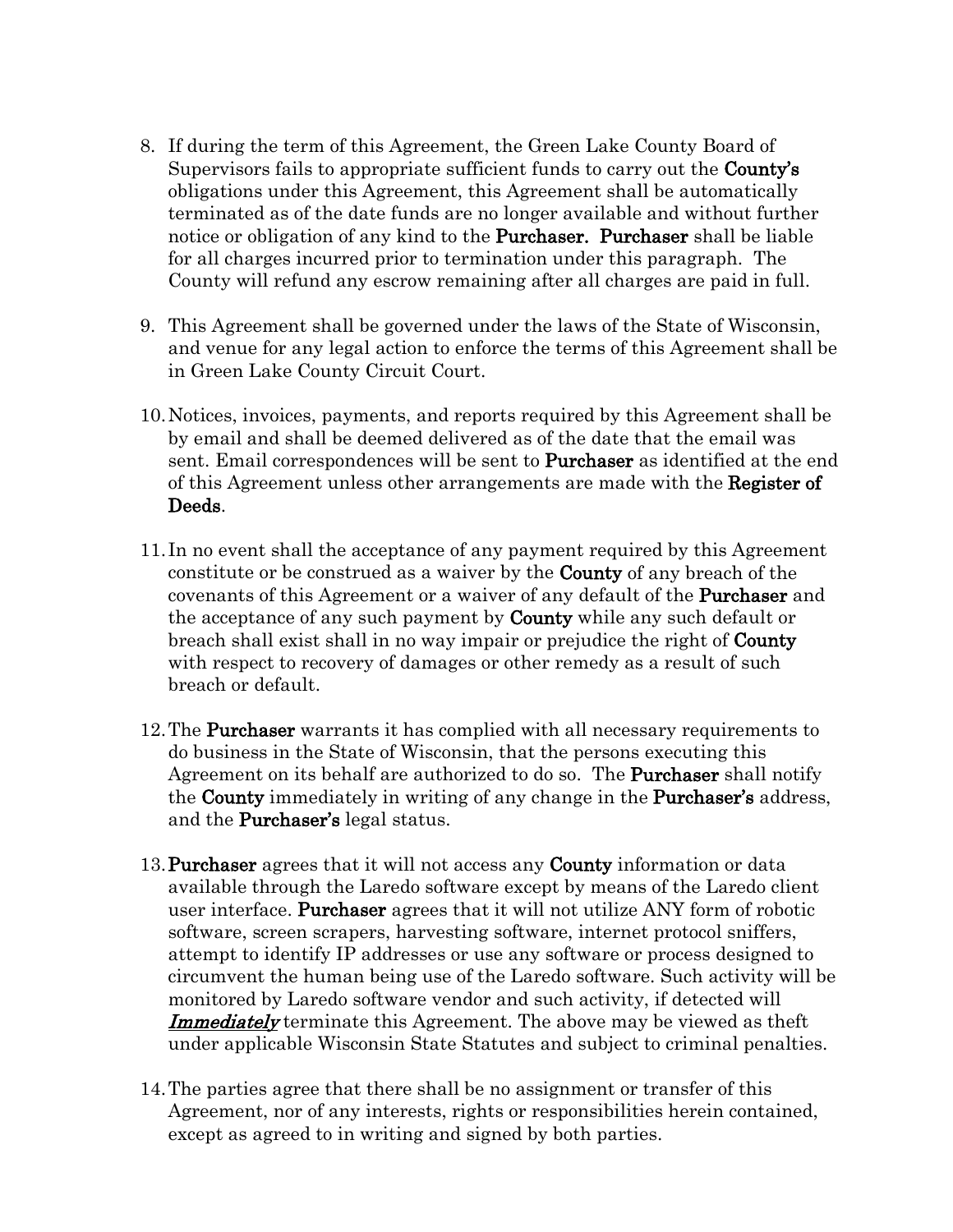8. If during the term of this Agreement, the Green Lake County Board of Supervisors fails to appropriate sufficient funds to carry out the **County's** obligations under this Agreement, this Agreement shall be automatically terminated as of the date funds are no longer available and without further notice or obligation of any kind to the **Purchaser. Purchaser** shall be liable for all charges incurred prior to termination under this paragraph. The County will refund any escrow remaining after all charges are paid in full.

9. This Agreement shall be governed under the laws of the State of Wisconsin, and venue for any legal action to enforce the terms of this Agreement shall be in Green Lake County Circuit Court.

10. Notices, invoices, payments, and reports required by this Agreement shall be by email and shall be deemed delivered as of the date that the email was sent. Email correspondences will be sent to **Purchaser** as identified at the end of this Agreement unless other arrangements are made with the **Register of Deeds**.

11. In no event shall the acceptance of any payment required by this Agreement constitute or be construed as a waiver by the **County** of any breach of the covenants of this Agreement or a waiver of any default of the **Purchaser** and the acceptance of any such payment by **County** while any such default or breach shall exist shall in no way impair or prejudice the right of **County** with respect to recovery of damages or other remedy as a result of such breach or default.

12. The **Purchaser** warrants it has complied with all necessary requirements to do business in the State of Wisconsin, that the persons executing this Agreement on its behalf are authorized to do so. The **Purchaser** shall notify the **County** immediately in writing of any change in the **Purchaser's** address, and the **Purchaser's** legal status.

13. **Purchaser** agrees that it will not access any **County** information or data available through the Laredo software except by means of the Laredo client user interface. **Purchaser** agrees that it will not utilize ANY form of robotic software, screen scrapers, harvesting software, internet protocol sniffers, attempt to identify IP addresses or use any software or process designed to circumvent the human being use of the Laredo software. Such activity will be monitored by Laredo software vendor and such activity, if detected will ***Immediately*** terminate this Agreement. The above may be viewed as theft under applicable Wisconsin State Statutes and subject to criminal penalties.

14. The parties agree that there shall be no assignment or transfer of this Agreement, nor of any interests, rights or responsibilities herein contained, except as agreed to in writing and signed by both parties.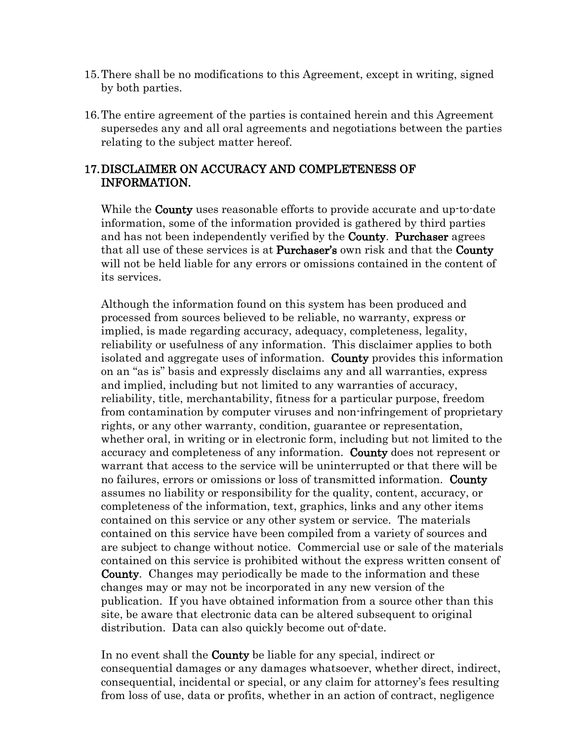15. There shall be no modifications to this Agreement, except in writing, signed by both parties.

16. The entire agreement of the parties is contained herein and this Agreement supersedes any and all oral agreements and negotiations between the parties relating to the subject matter hereof.

17. **DISCLAIMER ON ACCURACY AND COMPLETENESS OF INFORMATION.**

    While the **County** uses reasonable efforts to provide accurate and up-to-date information, some of the information provided is gathered by third parties and has not been independently verified by the **County**. **Purchaser** agrees that all use of these services is at **Purchaser's** own risk and that the **County** will not be held liable for any errors or omissions contained in the content of its services.

    Although the information found on this system has been produced and processed from sources believed to be reliable, no warranty, express or implied, is made regarding accuracy, adequacy, completeness, legality, reliability or usefulness of any information. This disclaimer applies to both isolated and aggregate uses of information. **County** provides this information on an "as is" basis and expressly disclaims any and all warranties, express and implied, including but not limited to any warranties of accuracy, reliability, title, merchantability, fitness for a particular purpose, freedom from contamination by computer viruses and non-infringement of proprietary rights, or any other warranty, condition, guarantee or representation, whether oral, in writing or in electronic form, including but not limited to the accuracy and completeness of any information. **County** does not represent or warrant that access to the service will be uninterrupted or that there will be no failures, errors or omissions or loss of transmitted information. **County** assumes no liability or responsibility for the quality, content, accuracy, or completeness of the information, text, graphics, links and any other items contained on this service or any other system or service. The materials contained on this service have been compiled from a variety of sources and are subject to change without notice. Commercial use or sale of the materials contained on this service is prohibited without the express written consent of **County**. Changes may periodically be made to the information and these changes may or may not be incorporated in any new version of the publication. If you have obtained information from a source other than this site, be aware that electronic data can be altered subsequent to original distribution. Data can also quickly become out of-date.

    In no event shall the **County** be liable for any special, indirect or consequential damages or any damages whatsoever, whether direct, indirect, consequential, incidental or special, or any claim for attorney's fees resulting from loss of use, data or profits, whether in an action of contract, negligence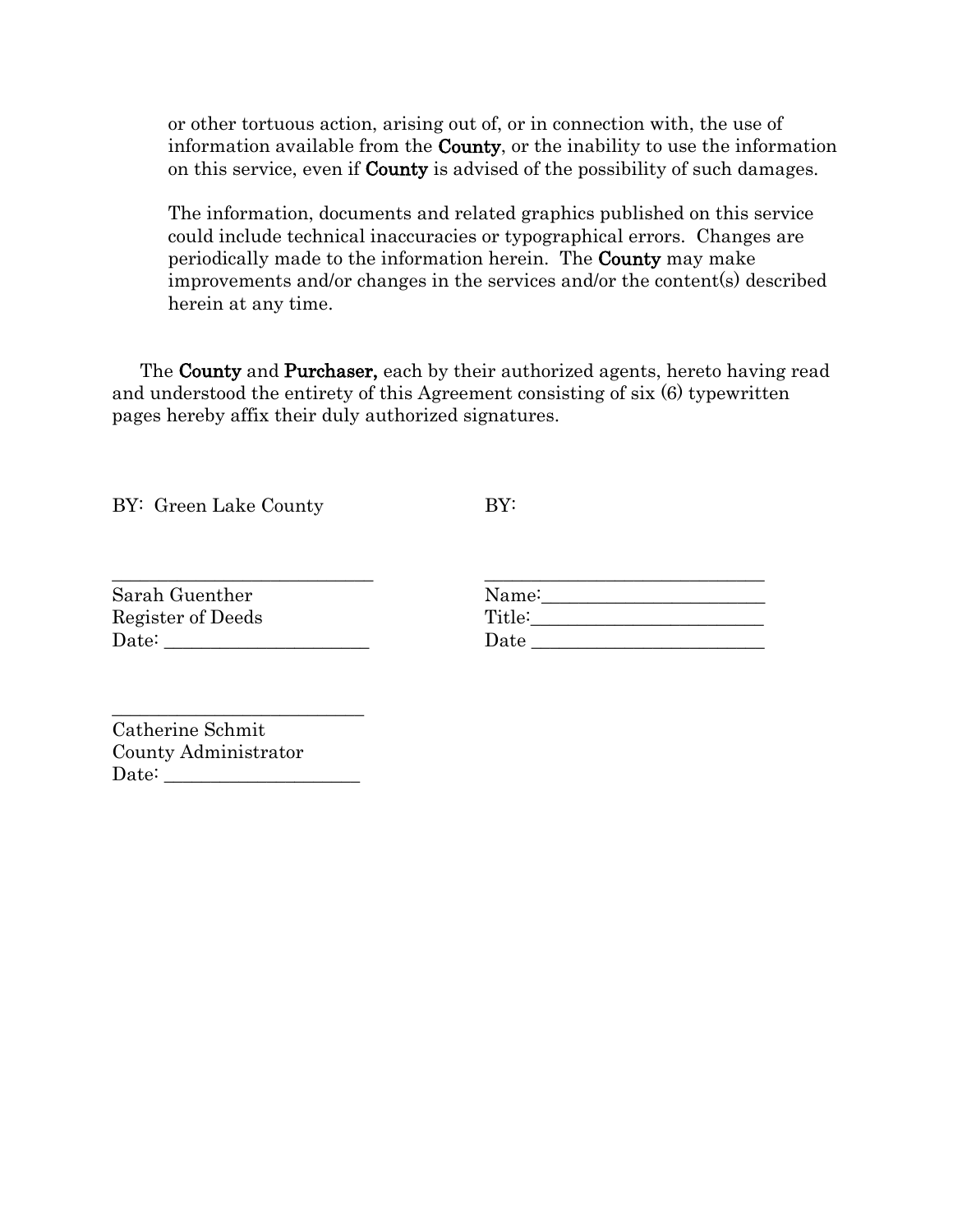or other tortuous action, arising out of, or in connection with, the use of information available from the **County**, or the inability to use the information on this service, even if **County** is advised of the possibility of such damages.

The information, documents and related graphics published on this service could include technical inaccuracies or typographical errors. Changes are periodically made to the information herein. The **County** may make improvements and/or changes in the services and/or the content(s) described herein at any time.

The **County** and **Purchaser,** each by their authorized agents, hereto having read and understood the entirety of this Agreement consisting of six (6) typewritten pages hereby affix their duly authorized signatures.

| BY: Green Lake County | BY: |
|---|---|
| ___________________________ | ______________________________ |
| Sarah Guenther | Name:_______________________ |
| Register of Deeds | Title:________________________ |
| Date: _____________________ | Date ________________________ |

___________________________
Catherine Schmit
County Administrator
Date: ____________________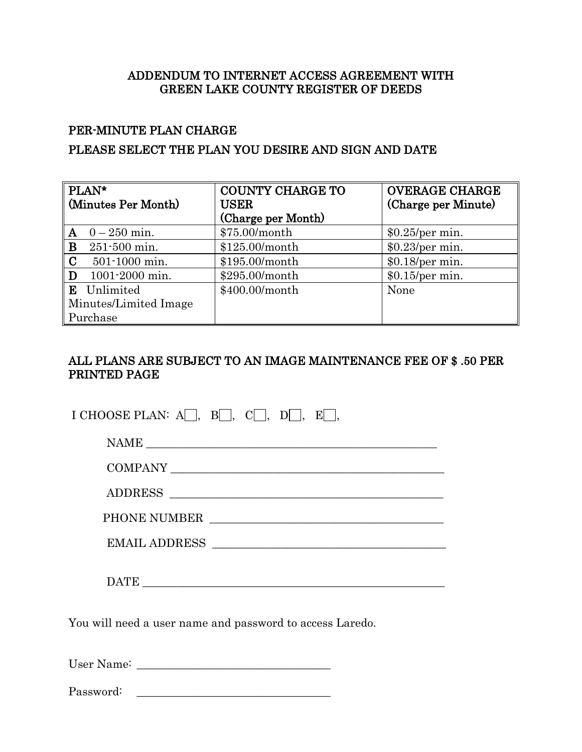# ADDENDUM TO INTERNET ACCESS AGREEMENT WITH GREEN LAKE COUNTY REGISTER OF DEEDS

## PER-MINUTE PLAN CHARGE

## PLEASE SELECT THE PLAN YOU DESIRE AND SIGN AND DATE

| PLAN* (Minutes Per Month) | COUNTY CHARGE TO USER (Charge per Month) | OVERAGE CHARGE (Charge per Minute) |
|---|---|---|
| **A** 0 – 250 min. | $75.00/month | $0.25/per min. |
| **B** 251-500 min. | $125.00/month | $0.23/per min. |
| **C** 501-1000 min. | $195.00/month | $0.18/per min. |
| **D** 1001-2000 min. | $295.00/month | $0.15/per min. |
| **E** Unlimited Minutes/Limited Image Purchase | $400.00/month | None |

**ALL PLANS ARE SUBJECT TO AN IMAGE MAINTENANCE FEE OF $ .50 PER PRINTED PAGE**

I CHOOSE PLAN: A☐, B☐, C☐, D☐, E☐,

NAME ______________________________________________

COMPANY ______________________________________________

ADDRESS ______________________________________________

PHONE NUMBER ______________________________________________

EMAIL ADDRESS ______________________________________________

DATE ______________________________________________

You will need a user name and password to access Laredo.

User Name: ______________________________

Password: ______________________________